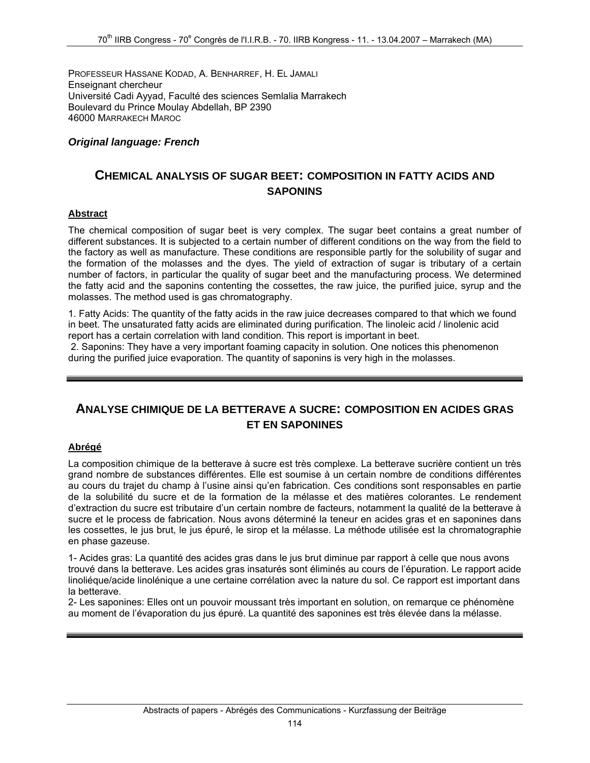PROFESSEUR HASSANE KODAD, A. BENHARREF, H. EL JAMALI
Enseignant chercheur
Université Cadi Ayyad, Faculté des sciences Semlalia Marrakech
Boulevard du Prince Moulay Abdellah, BP 2390
46000 MARRAKECH MAROC

***Original language: French***

## CHEMICAL ANALYSIS OF SUGAR BEET: COMPOSITION IN FATTY ACIDS AND SAPONINS

### Abstract

The chemical composition of sugar beet is very complex. The sugar beet contains a great number of different substances. It is subjected to a certain number of different conditions on the way from the field to the factory as well as manufacture. These conditions are responsible partly for the solubility of sugar and the formation of the molasses and the dyes. The yield of extraction of sugar is tributary of a certain number of factors, in particular the quality of sugar beet and the manufacturing process. We determined the fatty acid and the saponins contenting the cossettes, the raw juice, the purified juice, syrup and the molasses. The method used is gas chromatography.

1. Fatty Acids: The quantity of the fatty acids in the raw juice decreases compared to that which we found in beet. The unsaturated fatty acids are eliminated during purification. The linoleic acid / linolenic acid report has a certain correlation with land condition. This report is important in beet.

2. Saponins: They have a very important foaming capacity in solution. One notices this phenomenon during the purified juice evaporation. The quantity of saponins is very high in the molasses.

---

## ANALYSE CHIMIQUE DE LA BETTERAVE A SUCRE: COMPOSITION EN ACIDES GRAS ET EN SAPONINES

### Abrégé

La composition chimique de la betterave à sucre est très complexe. La betterave sucrière contient un très grand nombre de substances différentes. Elle est soumise à un certain nombre de conditions différentes au cours du trajet du champ à l'usine ainsi qu'en fabrication. Ces conditions sont responsables en partie de la solubilité du sucre et de la formation de la mélasse et des matières colorantes. Le rendement d'extraction du sucre est tributaire d'un certain nombre de facteurs, notamment la qualité de la betterave à sucre et le process de fabrication. Nous avons déterminé la teneur en acides gras et en saponines dans les cossettes, le jus brut, le jus épuré, le sirop et la mélasse. La méthode utilisée est la chromatographie en phase gazeuse.

1- Acides gras: La quantité des acides gras dans le jus brut diminue par rapport à celle que nous avons trouvé dans la betterave. Les acides gras insaturés sont éliminés au cours de l'épuration. Le rapport acide linoliéque/acide linolénique a une certaine corrélation avec la nature du sol. Ce rapport est important dans la betterave.

2- Les saponines: Elles ont un pouvoir moussant très important en solution, on remarque ce phénomène au moment de l'évaporation du jus épuré. La quantité des saponines est très élevée dans la mélasse.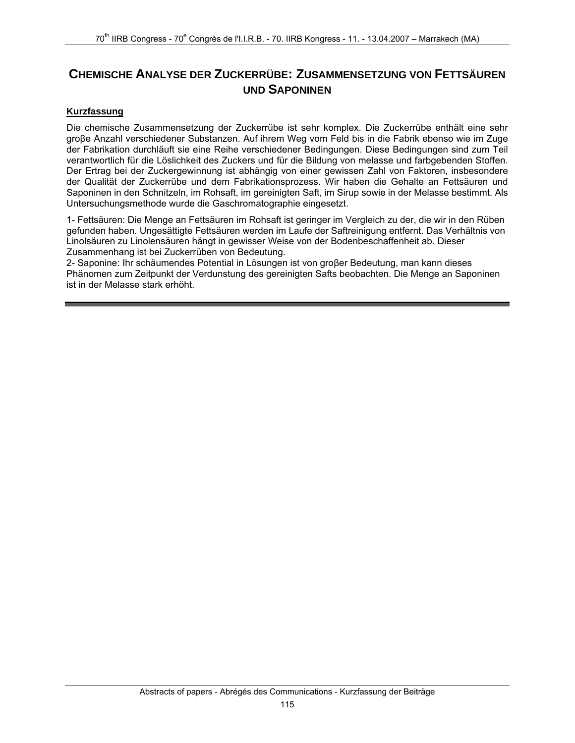# Chemische Analyse der Zuckerrübe: Zusammensetzung von Fettsäuren und Saponinen

**Kurzfassung**

Die chemische Zusammensetzung der Zuckerrübe ist sehr komplex. Die Zuckerrübe enthält eine sehr groβe Anzahl verschiedener Substanzen. Auf ihrem Weg vom Feld bis in die Fabrik ebenso wie im Zuge der Fabrikation durchläuft sie eine Reihe verschiedener Bedingungen. Diese Bedingungen sind zum Teil verantwortlich für die Löslichkeit des Zuckers und für die Bildung von melasse und farbgebenden Stoffen. Der Ertrag bei der Zuckergewinnung ist abhängig von einer gewissen Zahl von Faktoren, insbesondere der Qualität der Zuckerrübe und dem Fabrikationsprozess. Wir haben die Gehalte an Fettsäuren und Saponinen in den Schnitzeln, im Rohsaft, im gereinigten Saft, im Sirup sowie in der Melasse bestimmt. Als Untersuchungsmethode wurde die Gaschromatographie eingesetzt.

1- Fettsäuren: Die Menge an Fettsäuren im Rohsaft ist geringer im Vergleich zu der, die wir in den Rüben gefunden haben. Ungesättigte Fettsäuren werden im Laufe der Saftreinigung entfernt. Das Verhältnis von Linolsäuren zu Linolensäuren hängt in gewisser Weise von der Bodenbeschaffenheit ab. Dieser Zusammenhang ist bei Zuckerrüben von Bedeutung.
2- Saponine: Ihr schäumendes Potential in Lösungen ist von groβer Bedeutung, man kann dieses Phänomen zum Zeitpunkt der Verdunstung des gereinigten Safts beobachten. Die Menge an Saponinen ist in der Melasse stark erhöht.